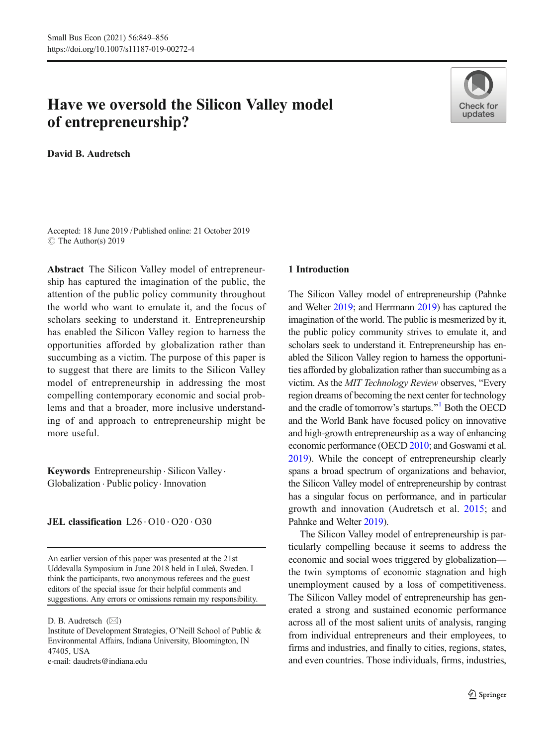# Have we oversold the Silicon Valley model of entrepreneurship?

**David B. Audretsch**

Accepted: 18 June 2019 / Published online: 21 October 2019
© The Author(s) 2019

**Abstract** The Silicon Valley model of entrepreneurship has captured the imagination of the public, the attention of the public policy community throughout the world who want to emulate it, and the focus of scholars seeking to understand it. Entrepreneurship has enabled the Silicon Valley region to harness the opportunities afforded by globalization rather than succumbing as a victim. The purpose of this paper is to suggest that there are limits to the Silicon Valley model of entrepreneurship in addressing the most compelling contemporary economic and social problems and that a broader, more inclusive understanding of and approach to entrepreneurship might be more useful.

**Keywords** Entrepreneurship · Silicon Valley · Globalization · Public policy · Innovation

**JEL classification** L26 · O10 · O20 · O30

An earlier version of this paper was presented at the 21st Uddevalla Symposium in June 2018 held in Luleå, Sweden. I think the participants, two anonymous referees and the guest editors of the special issue for their helpful comments and suggestions. Any errors or omissions remain my responsibility.

D. B. Audretsch (✉)
Institute of Development Strategies, O'Neill School of Public & Environmental Affairs, Indiana University, Bloomington, IN 47405, USA
e-mail: daudrets@indiana.edu

## 1 Introduction

The Silicon Valley model of entrepreneurship (Pahnke and Welter 2019; and Herrmann 2019) has captured the imagination of the world. The public is mesmerized by it, the public policy community strives to emulate it, and scholars seek to understand it. Entrepreneurship has enabled the Silicon Valley region to harness the opportunities afforded by globalization rather than succumbing as a victim. As the *MIT Technology Review* observes, "Every region dreams of becoming the next center for technology and the cradle of tomorrow's startups."[1] Both the OECD and the World Bank have focused policy on innovative and high-growth entrepreneurship as a way of enhancing economic performance (OECD 2010; and Goswami et al. 2019). While the concept of entrepreneurship clearly spans a broad spectrum of organizations and behavior, the Silicon Valley model of entrepreneurship by contrast has a singular focus on performance, and in particular growth and innovation (Audretsch et al. 2015; and Pahnke and Welter 2019).

The Silicon Valley model of entrepreneurship is particularly compelling because it seems to address the economic and social woes triggered by globalization—the twin symptoms of economic stagnation and high unemployment caused by a loss of competitiveness. The Silicon Valley model of entrepreneurship has generated a strong and sustained economic performance across all of the most salient units of analysis, ranging from individual entrepreneurs and their employees, to firms and industries, and finally to cities, regions, states, and even countries. Those individuals, firms, industries,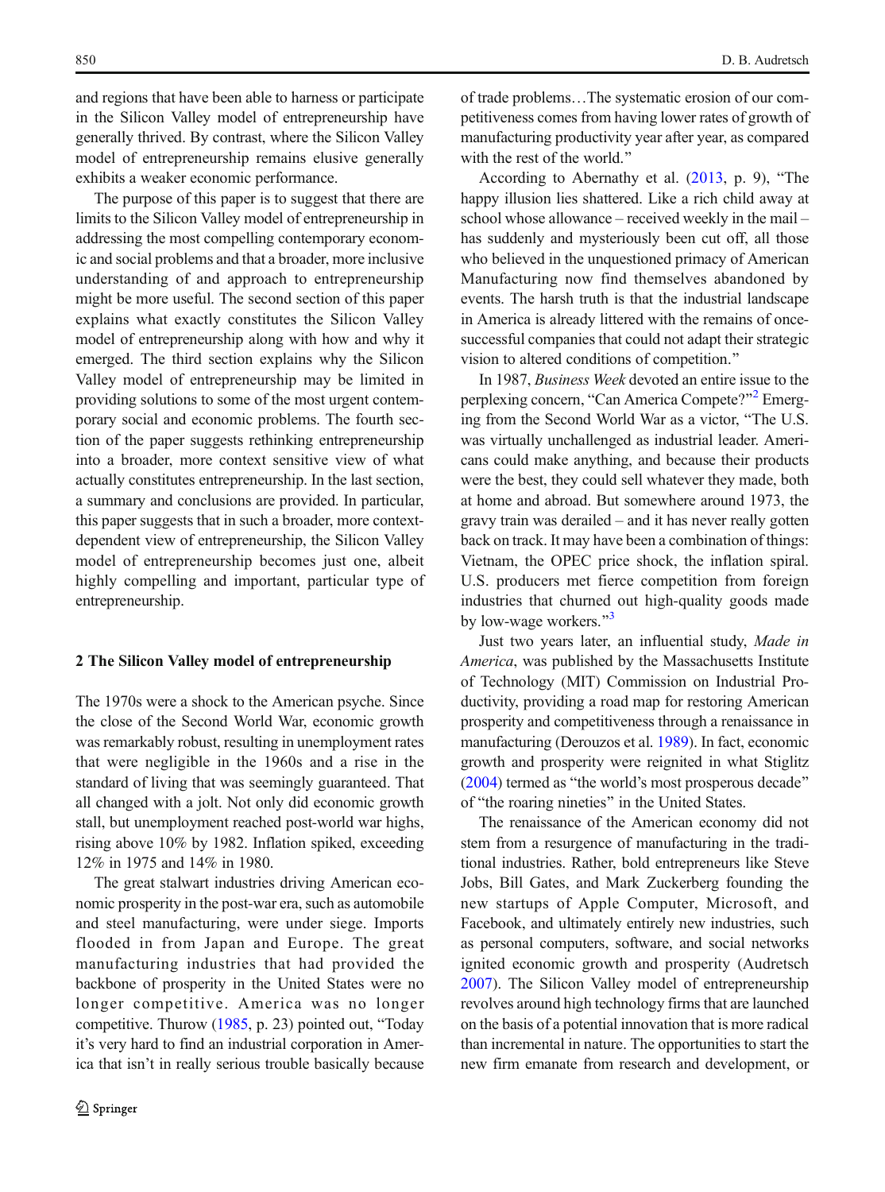and regions that have been able to harness or participate in the Silicon Valley model of entrepreneurship have generally thrived. By contrast, where the Silicon Valley model of entrepreneurship remains elusive generally exhibits a weaker economic performance.

The purpose of this paper is to suggest that there are limits to the Silicon Valley model of entrepreneurship in addressing the most compelling contemporary economic and social problems and that a broader, more inclusive understanding of and approach to entrepreneurship might be more useful. The second section of this paper explains what exactly constitutes the Silicon Valley model of entrepreneurship along with how and why it emerged. The third section explains why the Silicon Valley model of entrepreneurship may be limited in providing solutions to some of the most urgent contemporary social and economic problems. The fourth section of the paper suggests rethinking entrepreneurship into a broader, more context sensitive view of what actually constitutes entrepreneurship. In the last section, a summary and conclusions are provided. In particular, this paper suggests that in such a broader, more context-dependent view of entrepreneurship, the Silicon Valley model of entrepreneurship becomes just one, albeit highly compelling and important, particular type of entrepreneurship.

## 2 The Silicon Valley model of entrepreneurship

The 1970s were a shock to the American psyche. Since the close of the Second World War, economic growth was remarkably robust, resulting in unemployment rates that were negligible in the 1960s and a rise in the standard of living that was seemingly guaranteed. That all changed with a jolt. Not only did economic growth stall, but unemployment reached post-world war highs, rising above 10% by 1982. Inflation spiked, exceeding 12% in 1975 and 14% in 1980.

The great stalwart industries driving American economic prosperity in the post-war era, such as automobile and steel manufacturing, were under siege. Imports flooded in from Japan and Europe. The great manufacturing industries that had provided the backbone of prosperity in the United States were no longer competitive. America was no longer competitive. Thurow (1985, p. 23) pointed out, "Today it's very hard to find an industrial corporation in America that isn't in really serious trouble basically because of trade problems…The systematic erosion of our competitiveness comes from having lower rates of growth of manufacturing productivity year after year, as compared with the rest of the world."

According to Abernathy et al. (2013, p. 9), "The happy illusion lies shattered. Like a rich child away at school whose allowance – received weekly in the mail – has suddenly and mysteriously been cut off, all those who believed in the unquestioned primacy of American Manufacturing now find themselves abandoned by events. The harsh truth is that the industrial landscape in America is already littered with the remains of once-successful companies that could not adapt their strategic vision to altered conditions of competition."

In 1987, *Business Week* devoted an entire issue to the perplexing concern, "Can America Compete?"[2] Emerging from the Second World War as a victor, "The U.S. was virtually unchallenged as industrial leader. Americans could make anything, and because their products were the best, they could sell whatever they made, both at home and abroad. But somewhere around 1973, the gravy train was derailed – and it has never really gotten back on track. It may have been a combination of things: Vietnam, the OPEC price shock, the inflation spiral. U.S. producers met fierce competition from foreign industries that churned out high-quality goods made by low-wage workers."[3]

Just two years later, an influential study, *Made in America*, was published by the Massachusetts Institute of Technology (MIT) Commission on Industrial Productivity, providing a road map for restoring American prosperity and competitiveness through a renaissance in manufacturing (Derouzos et al. 1989). In fact, economic growth and prosperity were reignited in what Stiglitz (2004) termed as "the world's most prosperous decade" of "the roaring nineties" in the United States.

The renaissance of the American economy did not stem from a resurgence of manufacturing in the traditional industries. Rather, bold entrepreneurs like Steve Jobs, Bill Gates, and Mark Zuckerberg founding the new startups of Apple Computer, Microsoft, and Facebook, and ultimately entirely new industries, such as personal computers, software, and social networks ignited economic growth and prosperity (Audretsch 2007). The Silicon Valley model of entrepreneurship revolves around high technology firms that are launched on the basis of a potential innovation that is more radical than incremental in nature. The opportunities to start the new firm emanate from research and development, or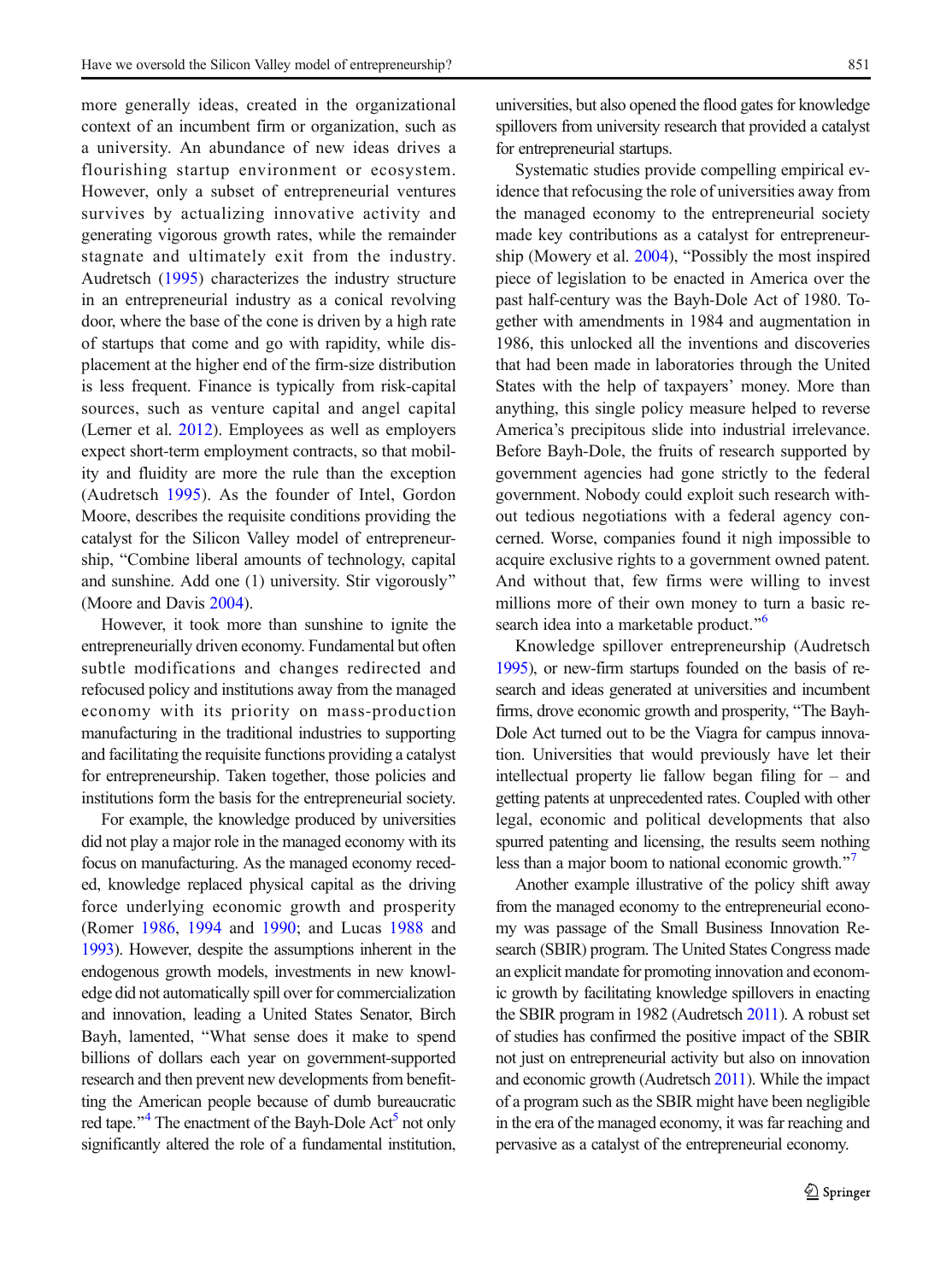more generally ideas, created in the organizational context of an incumbent firm or organization, such as a university. An abundance of new ideas drives a flourishing startup environment or ecosystem. However, only a subset of entrepreneurial ventures survives by actualizing innovative activity and generating vigorous growth rates, while the remainder stagnate and ultimately exit from the industry. Audretsch (1995) characterizes the industry structure in an entrepreneurial industry as a conical revolving door, where the base of the cone is driven by a high rate of startups that come and go with rapidity, while displacement at the higher end of the firm-size distribution is less frequent. Finance is typically from risk-capital sources, such as venture capital and angel capital (Lerner et al. 2012). Employees as well as employers expect short-term employment contracts, so that mobility and fluidity are more the rule than the exception (Audretsch 1995). As the founder of Intel, Gordon Moore, describes the requisite conditions providing the catalyst for the Silicon Valley model of entrepreneurship, "Combine liberal amounts of technology, capital and sunshine. Add one (1) university. Stir vigorously" (Moore and Davis 2004).

However, it took more than sunshine to ignite the entrepreneurially driven economy. Fundamental but often subtle modifications and changes redirected and refocused policy and institutions away from the managed economy with its priority on mass-production manufacturing in the traditional industries to supporting and facilitating the requisite functions providing a catalyst for entrepreneurship. Taken together, those policies and institutions form the basis for the entrepreneurial society.

For example, the knowledge produced by universities did not play a major role in the managed economy with its focus on manufacturing. As the managed economy receded, knowledge replaced physical capital as the driving force underlying economic growth and prosperity (Romer 1986, 1994 and 1990; and Lucas 1988 and 1993). However, despite the assumptions inherent in the endogenous growth models, investments in new knowledge did not automatically spill over for commercialization and innovation, leading a United States Senator, Birch Bayh, lamented, "What sense does it make to spend billions of dollars each year on government-supported research and then prevent new developments from benefitting the American people because of dumb bureaucratic red tape."[4] The enactment of the Bayh-Dole Act[5] not only significantly altered the role of a fundamental institution, universities, but also opened the flood gates for knowledge spillovers from university research that provided a catalyst for entrepreneurial startups.

Systematic studies provide compelling empirical evidence that refocusing the role of universities away from the managed economy to the entrepreneurial society made key contributions as a catalyst for entrepreneurship (Mowery et al. 2004), "Possibly the most inspired piece of legislation to be enacted in America over the past half-century was the Bayh-Dole Act of 1980. Together with amendments in 1984 and augmentation in 1986, this unlocked all the inventions and discoveries that had been made in laboratories through the United States with the help of taxpayers' money. More than anything, this single policy measure helped to reverse America's precipitous slide into industrial irrelevance. Before Bayh-Dole, the fruits of research supported by government agencies had gone strictly to the federal government. Nobody could exploit such research without tedious negotiations with a federal agency concerned. Worse, companies found it nigh impossible to acquire exclusive rights to a government owned patent. And without that, few firms were willing to invest millions more of their own money to turn a basic research idea into a marketable product."[6]

Knowledge spillover entrepreneurship (Audretsch 1995), or new-firm startups founded on the basis of research and ideas generated at universities and incumbent firms, drove economic growth and prosperity, "The Bayh-Dole Act turned out to be the Viagra for campus innovation. Universities that would previously have let their intellectual property lie fallow began filing for – and getting patents at unprecedented rates. Coupled with other legal, economic and political developments that also spurred patenting and licensing, the results seem nothing less than a major boom to national economic growth."[7]

Another example illustrative of the policy shift away from the managed economy to the entrepreneurial economy was passage of the Small Business Innovation Research (SBIR) program. The United States Congress made an explicit mandate for promoting innovation and economic growth by facilitating knowledge spillovers in enacting the SBIR program in 1982 (Audretsch 2011). A robust set of studies has confirmed the positive impact of the SBIR not just on entrepreneurial activity but also on innovation and economic growth (Audretsch 2011). While the impact of a program such as the SBIR might have been negligible in the era of the managed economy, it was far reaching and pervasive as a catalyst of the entrepreneurial economy.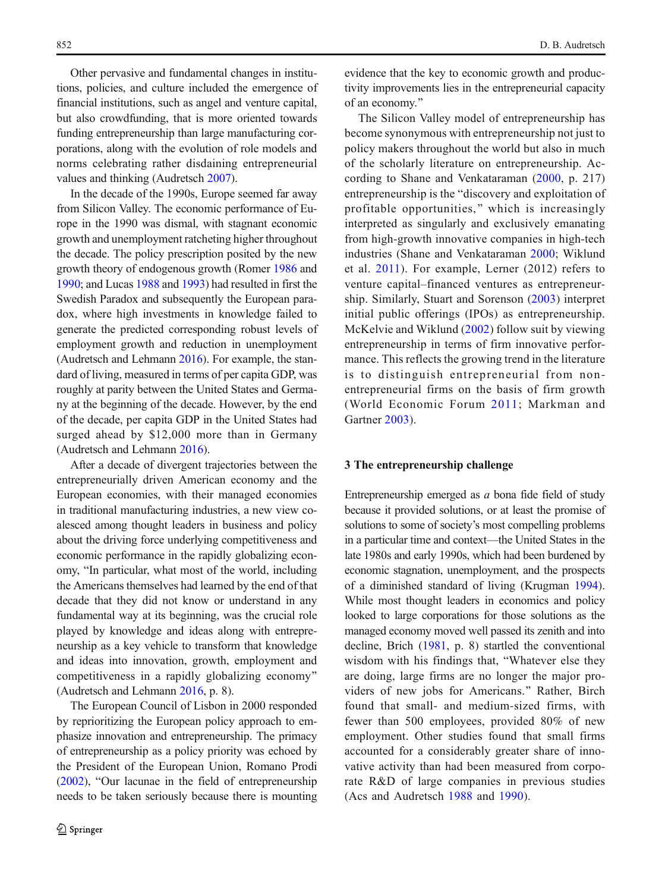Other pervasive and fundamental changes in institutions, policies, and culture included the emergence of financial institutions, such as angel and venture capital, but also crowdfunding, that is more oriented towards funding entrepreneurship than large manufacturing corporations, along with the evolution of role models and norms celebrating rather disdaining entrepreneurial values and thinking (Audretsch 2007).

In the decade of the 1990s, Europe seemed far away from Silicon Valley. The economic performance of Europe in the 1990 was dismal, with stagnant economic growth and unemployment ratcheting higher throughout the decade. The policy prescription posited by the new growth theory of endogenous growth (Romer 1986 and 1990; and Lucas 1988 and 1993) had resulted in first the Swedish Paradox and subsequently the European paradox, where high investments in knowledge failed to generate the predicted corresponding robust levels of employment growth and reduction in unemployment (Audretsch and Lehmann 2016). For example, the standard of living, measured in terms of per capita GDP, was roughly at parity between the United States and Germany at the beginning of the decade. However, by the end of the decade, per capita GDP in the United States had surged ahead by $12,000 more than in Germany (Audretsch and Lehmann 2016).

After a decade of divergent trajectories between the entrepreneurially driven American economy and the European economies, with their managed economies in traditional manufacturing industries, a new view coalesced among thought leaders in business and policy about the driving force underlying competitiveness and economic performance in the rapidly globalizing economy, "In particular, what most of the world, including the Americans themselves had learned by the end of that decade that they did not know or understand in any fundamental way at its beginning, was the crucial role played by knowledge and ideas along with entrepreneurship as a key vehicle to transform that knowledge and ideas into innovation, growth, employment and competitiveness in a rapidly globalizing economy" (Audretsch and Lehmann 2016, p. 8).

The European Council of Lisbon in 2000 responded by reprioritizing the European policy approach to emphasize innovation and entrepreneurship. The primacy of entrepreneurship as a policy priority was echoed by the President of the European Union, Romano Prodi (2002), "Our lacunae in the field of entrepreneurship needs to be taken seriously because there is mounting evidence that the key to economic growth and productivity improvements lies in the entrepreneurial capacity of an economy."

The Silicon Valley model of entrepreneurship has become synonymous with entrepreneurship not just to policy makers throughout the world but also in much of the scholarly literature on entrepreneurship. According to Shane and Venkataraman (2000, p. 217) entrepreneurship is the "discovery and exploitation of profitable opportunities," which is increasingly interpreted as singularly and exclusively emanating from high-growth innovative companies in high-tech industries (Shane and Venkataraman 2000; Wiklund et al. 2011). For example, Lerner (2012) refers to venture capital–financed ventures as entrepreneurship. Similarly, Stuart and Sorenson (2003) interpret initial public offerings (IPOs) as entrepreneurship. McKelvie and Wiklund (2002) follow suit by viewing entrepreneurship in terms of firm innovative performance. This reflects the growing trend in the literature is to distinguish entrepreneurial from non-entrepreneurial firms on the basis of firm growth (World Economic Forum 2011; Markman and Gartner 2003).

## 3 The entrepreneurship challenge

Entrepreneurship emerged as *a* bona fide field of study because it provided solutions, or at least the promise of solutions to some of society's most compelling problems in a particular time and context—the United States in the late 1980s and early 1990s, which had been burdened by economic stagnation, unemployment, and the prospects of a diminished standard of living (Krugman 1994). While most thought leaders in economics and policy looked to large corporations for those solutions as the managed economy moved well passed its zenith and into decline, Brich (1981, p. 8) startled the conventional wisdom with his findings that, "Whatever else they are doing, large firms are no longer the major providers of new jobs for Americans." Rather, Birch found that small- and medium-sized firms, with fewer than 500 employees, provided 80% of new employment. Other studies found that small firms accounted for a considerably greater share of innovative activity than had been measured from corporate R&D of large companies in previous studies (Acs and Audretsch 1988 and 1990).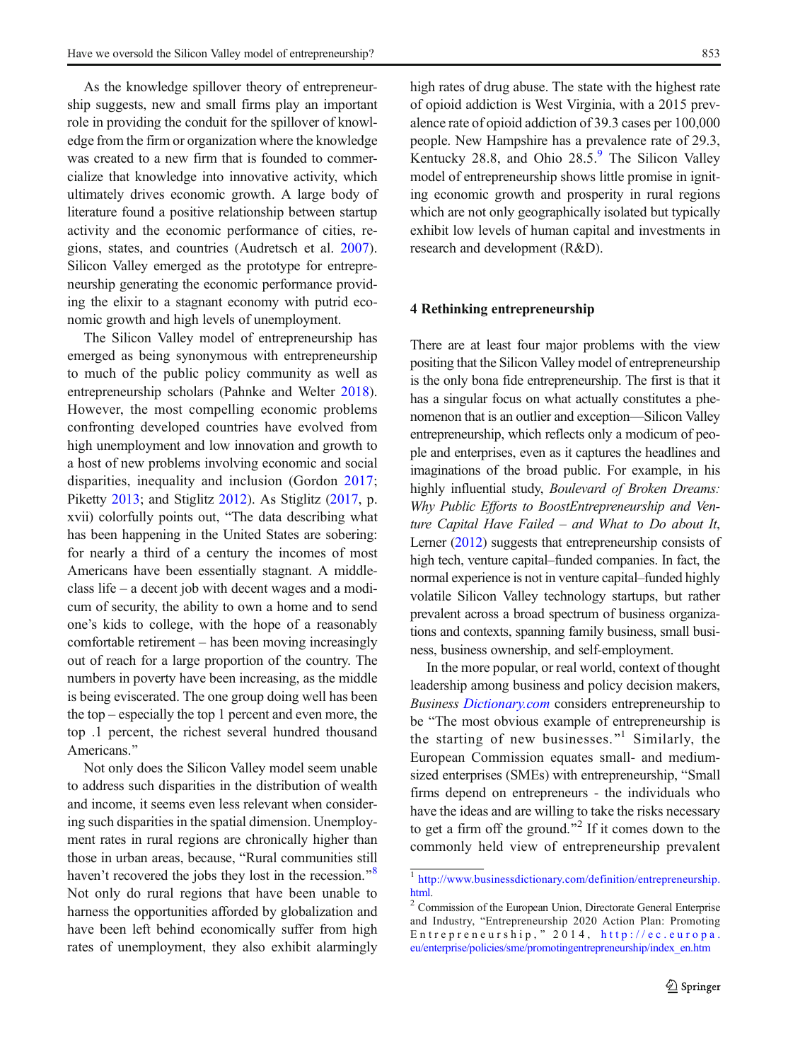As the knowledge spillover theory of entrepreneurship suggests, new and small firms play an important role in providing the conduit for the spillover of knowledge from the firm or organization where the knowledge was created to a new firm that is founded to commercialize that knowledge into innovative activity, which ultimately drives economic growth. A large body of literature found a positive relationship between startup activity and the economic performance of cities, regions, states, and countries (Audretsch et al. 2007). Silicon Valley emerged as the prototype for entrepreneurship generating the economic performance providing the elixir to a stagnant economy with putrid economic growth and high levels of unemployment.

The Silicon Valley model of entrepreneurship has emerged as being synonymous with entrepreneurship to much of the public policy community as well as entrepreneurship scholars (Pahnke and Welter 2018). However, the most compelling economic problems confronting developed countries have evolved from high unemployment and low innovation and growth to a host of new problems involving economic and social disparities, inequality and inclusion (Gordon 2017; Piketty 2013; and Stiglitz 2012). As Stiglitz (2017, p. xvii) colorfully points out, "The data describing what has been happening in the United States are sobering: for nearly a third of a century the incomes of most Americans have been essentially stagnant. A middle-class life – a decent job with decent wages and a modicum of security, the ability to own a home and to send one's kids to college, with the hope of a reasonably comfortable retirement – has been moving increasingly out of reach for a large proportion of the country. The numbers in poverty have been increasing, as the middle is being eviscerated. The one group doing well has been the top – especially the top 1 percent and even more, the top .1 percent, the richest several hundred thousand Americans."

Not only does the Silicon Valley model seem unable to address such disparities in the distribution of wealth and income, it seems even less relevant when considering such disparities in the spatial dimension. Unemployment rates in rural regions are chronically higher than those in urban areas, because, "Rural communities still haven't recovered the jobs they lost in the recession."[8] Not only do rural regions that have been unable to harness the opportunities afforded by globalization and have been left behind economically suffer from high rates of unemployment, they also exhibit alarmingly high rates of drug abuse. The state with the highest rate of opioid addiction is West Virginia, with a 2015 prevalence rate of opioid addiction of 39.3 cases per 100,000 people. New Hampshire has a prevalence rate of 29.3, Kentucky 28.8, and Ohio 28.5.[9] The Silicon Valley model of entrepreneurship shows little promise in igniting economic growth and prosperity in rural regions which are not only geographically isolated but typically exhibit low levels of human capital and investments in research and development (R&D).

## 4 Rethinking entrepreneurship

There are at least four major problems with the view positing that the Silicon Valley model of entrepreneurship is the only bona fide entrepreneurship. The first is that it has a singular focus on what actually constitutes a phenomenon that is an outlier and exception—Silicon Valley entrepreneurship, which reflects only a modicum of people and enterprises, even as it captures the headlines and imaginations of the broad public. For example, in his highly influential study, *Boulevard of Broken Dreams: Why Public Efforts to BoostEntrepreneurship and Venture Capital Have Failed – and What to Do about It*, Lerner (2012) suggests that entrepreneurship consists of high tech, venture capital–funded companies. In fact, the normal experience is not in venture capital–funded highly volatile Silicon Valley technology startups, but rather prevalent across a broad spectrum of business organizations and contexts, spanning family business, small business, business ownership, and self-employment.

In the more popular, or real world, context of thought leadership among business and policy decision makers, *Business Dictionary.com* considers entrepreneurship to be "The most obvious example of entrepreneurship is the starting of new businesses."[1] Similarly, the European Commission equates small- and medium-sized enterprises (SMEs) with entrepreneurship, "Small firms depend on entrepreneurs - the individuals who have the ideas and are willing to take the risks necessary to get a firm off the ground."[2] If it comes down to the commonly held view of entrepreneurship prevalent

---

[1] http://www.businessdictionary.com/definition/entrepreneurship.html.

[2] Commission of the European Union, Directorate General Enterprise and Industry, "Entrepreneurship 2020 Action Plan: Promoting Entrepreneurship," 2014, http://ec.europa.eu/enterprise/policies/sme/promotingentrepreneurship/index_en.htm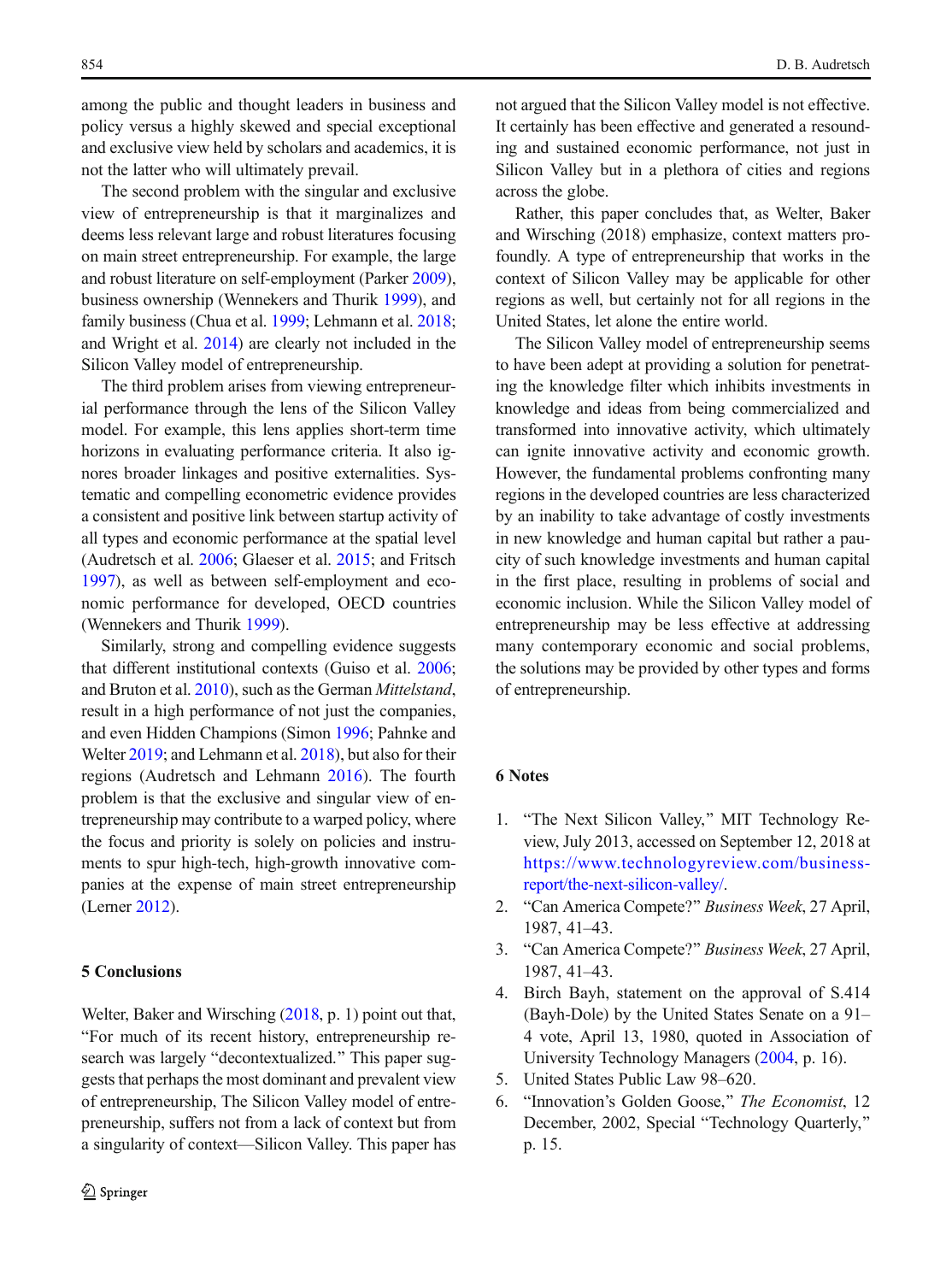among the public and thought leaders in business and policy versus a highly skewed and special exceptional and exclusive view held by scholars and academics, it is not the latter who will ultimately prevail.

The second problem with the singular and exclusive view of entrepreneurship is that it marginalizes and deems less relevant large and robust literatures focusing on main street entrepreneurship. For example, the large and robust literature on self-employment (Parker 2009), business ownership (Wennekers and Thurik 1999), and family business (Chua et al. 1999; Lehmann et al. 2018; and Wright et al. 2014) are clearly not included in the Silicon Valley model of entrepreneurship.

The third problem arises from viewing entrepreneurial performance through the lens of the Silicon Valley model. For example, this lens applies short-term time horizons in evaluating performance criteria. It also ignores broader linkages and positive externalities. Systematic and compelling econometric evidence provides a consistent and positive link between startup activity of all types and economic performance at the spatial level (Audretsch et al. 2006; Glaeser et al. 2015; and Fritsch 1997), as well as between self-employment and economic performance for developed, OECD countries (Wennekers and Thurik 1999).

Similarly, strong and compelling evidence suggests that different institutional contexts (Guiso et al. 2006; and Bruton et al. 2010), such as the German *Mittelstand*, result in a high performance of not just the companies, and even Hidden Champions (Simon 1996; Pahnke and Welter 2019; and Lehmann et al. 2018), but also for their regions (Audretsch and Lehmann 2016). The fourth problem is that the exclusive and singular view of entrepreneurship may contribute to a warped policy, where the focus and priority is solely on policies and instruments to spur high-tech, high-growth innovative companies at the expense of main street entrepreneurship (Lerner 2012).

## 5 Conclusions

Welter, Baker and Wirsching (2018, p. 1) point out that, "For much of its recent history, entrepreneurship research was largely "decontextualized." This paper suggests that perhaps the most dominant and prevalent view of entrepreneurship, The Silicon Valley model of entrepreneurship, suffers not from a lack of context but from a singularity of context—Silicon Valley. This paper has not argued that the Silicon Valley model is not effective. It certainly has been effective and generated a resounding and sustained economic performance, not just in Silicon Valley but in a plethora of cities and regions across the globe.

Rather, this paper concludes that, as Welter, Baker and Wirsching (2018) emphasize, context matters profoundly. A type of entrepreneurship that works in the context of Silicon Valley may be applicable for other regions as well, but certainly not for all regions in the United States, let alone the entire world.

The Silicon Valley model of entrepreneurship seems to have been adept at providing a solution for penetrating the knowledge filter which inhibits investments in knowledge and ideas from being commercialized and transformed into innovative activity, which ultimately can ignite innovative activity and economic growth. However, the fundamental problems confronting many regions in the developed countries are less characterized by an inability to take advantage of costly investments in new knowledge and human capital but rather a paucity of such knowledge investments and human capital in the first place, resulting in problems of social and economic inclusion. While the Silicon Valley model of entrepreneurship may be less effective at addressing many contemporary economic and social problems, the solutions may be provided by other types and forms of entrepreneurship.

## 6 Notes

1. "The Next Silicon Valley," MIT Technology Review, July 2013, accessed on September 12, 2018 at https://www.technologyreview.com/business-report/the-next-silicon-valley/.
2. "Can America Compete?" *Business Week*, 27 April, 1987, 41–43.
3. "Can America Compete?" *Business Week*, 27 April, 1987, 41–43.
4. Birch Bayh, statement on the approval of S.414 (Bayh-Dole) by the United States Senate on a 91–4 vote, April 13, 1980, quoted in Association of University Technology Managers (2004, p. 16).
5. United States Public Law 98–620.
6. "Innovation's Golden Goose," *The Economist*, 12 December, 2002, Special "Technology Quarterly," p. 15.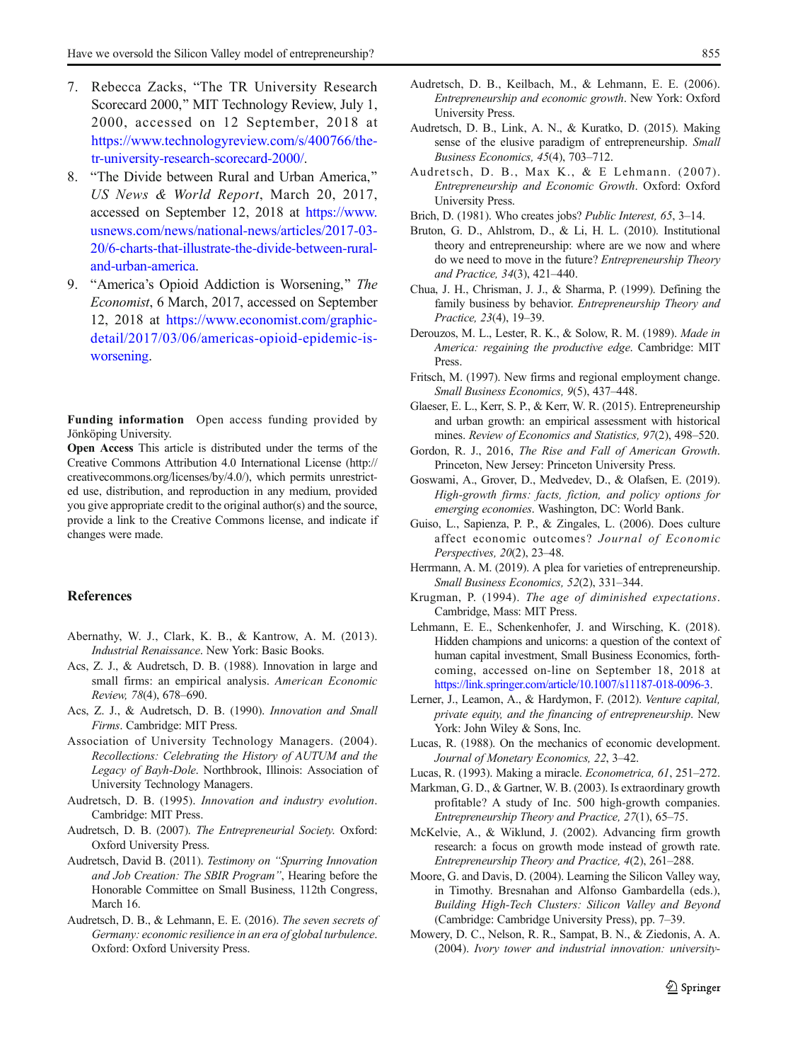7. Rebecca Zacks, "The TR University Research Scorecard 2000," MIT Technology Review, July 1, 2000, accessed on 12 September, 2018 at https://www.technologyreview.com/s/400766/the-tr-university-research-scorecard-2000/.
8. "The Divide between Rural and Urban America," *US News & World Report*, March 20, 2017, accessed on September 12, 2018 at https://www.usnews.com/news/national-news/articles/2017-03-20/6-charts-that-illustrate-the-divide-between-rural-and-urban-america.
9. "America's Opioid Addiction is Worsening," *The Economist*, 6 March, 2017, accessed on September 12, 2018 at https://www.economist.com/graphic-detail/2017/03/06/americas-opioid-epidemic-is-worsening.

**Funding information** Open access funding provided by Jönköping University.

**Open Access** This article is distributed under the terms of the Creative Commons Attribution 4.0 International License (http://creativecommons.org/licenses/by/4.0/), which permits unrestricted use, distribution, and reproduction in any medium, provided you give appropriate credit to the original author(s) and the source, provide a link to the Creative Commons license, and indicate if changes were made.

## References

Abernathy, W. J., Clark, K. B., & Kantrow, A. M. (2013). *Industrial Renaissance*. New York: Basic Books.

Acs, Z. J., & Audretsch, D. B. (1988). Innovation in large and small firms: an empirical analysis. *American Economic Review, 78*(4), 678–690.

Acs, Z. J., & Audretsch, D. B. (1990). *Innovation and Small Firms*. Cambridge: MIT Press.

Association of University Technology Managers. (2004). *Recollections: Celebrating the History of AUTUM and the Legacy of Bayh-Dole*. Northbrook, Illinois: Association of University Technology Managers.

Audretsch, D. B. (1995). *Innovation and industry evolution*. Cambridge: MIT Press.

Audretsch, D. B. (2007). *The Entrepreneurial Society.* Oxford: Oxford University Press.

Audretsch, David B. (2011). *Testimony on "Spurring Innovation and Job Creation: The SBIR Program"*, Hearing before the Honorable Committee on Small Business, 112th Congress, March 16.

Audretsch, D. B., & Lehmann, E. E. (2016). *The seven secrets of Germany: economic resilience in an era of global turbulence*. Oxford: Oxford University Press.

Audretsch, D. B., Keilbach, M., & Lehmann, E. E. (2006). *Entrepreneurship and economic growth*. New York: Oxford University Press.

Audretsch, D. B., Link, A. N., & Kuratko, D. (2015). Making sense of the elusive paradigm of entrepreneurship. *Small Business Economics, 45*(4), 703–712.

Audretsch, D. B., Max K., & E Lehmann. (2007). *Entrepreneurship and Economic Growth*. Oxford: Oxford University Press.

Brich, D. (1981). Who creates jobs? *Public Interest, 65*, 3–14.

Bruton, G. D., Ahlstrom, D., & Li, H. L. (2010). Institutional theory and entrepreneurship: where are we now and where do we need to move in the future? *Entrepreneurship Theory and Practice, 34*(3), 421–440.

Chua, J. H., Chrisman, J. J., & Sharma, P. (1999). Defining the family business by behavior. *Entrepreneurship Theory and Practice, 23*(4), 19–39.

Derouzos, M. L., Lester, R. K., & Solow, R. M. (1989). *Made in America: regaining the productive edge*. Cambridge: MIT Press.

Fritsch, M. (1997). New firms and regional employment change. *Small Business Economics, 9*(5), 437–448.

Glaeser, E. L., Kerr, S. P., & Kerr, W. R. (2015). Entrepreneurship and urban growth: an empirical assessment with historical mines. *Review of Economics and Statistics, 97*(2), 498–520.

Gordon, R. J., 2016, *The Rise and Fall of American Growth*. Princeton, New Jersey: Princeton University Press.

Goswami, A., Grover, D., Medvedev, D., & Olafsen, E. (2019). *High-growth firms: facts, fiction, and policy options for emerging economies*. Washington, DC: World Bank.

Guiso, L., Sapienza, P. P., & Zingales, L. (2006). Does culture affect economic outcomes? *Journal of Economic Perspectives, 20*(2), 23–48.

Herrmann, A. M. (2019). A plea for varieties of entrepreneurship. *Small Business Economics, 52*(2), 331–344.

Krugman, P. (1994). *The age of diminished expectations*. Cambridge, Mass: MIT Press.

Lehmann, E. E., Schenkenhofer, J. and Wirsching, K. (2018). Hidden champions and unicorns: a question of the context of human capital investment, Small Business Economics, forthcoming, accessed on-line on September 18, 2018 at https://link.springer.com/article/10.1007/s11187-018-0096-3.

Lerner, J., Leamon, A., & Hardymon, F. (2012). *Venture capital, private equity, and the financing of entrepreneurship*. New York: John Wiley & Sons, Inc.

Lucas, R. (1988). On the mechanics of economic development. *Journal of Monetary Economics, 22*, 3–42.

Lucas, R. (1993). Making a miracle. *Econometrica, 61*, 251–272.

Markman, G. D., & Gartner, W. B. (2003). Is extraordinary growth profitable? A study of Inc. 500 high-growth companies. *Entrepreneurship Theory and Practice, 27*(1), 65–75.

McKelvie, A., & Wiklund, J. (2002). Advancing firm growth research: a focus on growth mode instead of growth rate. *Entrepreneurship Theory and Practice, 4*(2), 261–288.

Moore, G. and Davis, D. (2004). Learning the Silicon Valley way, in Timothy. Bresnahan and Alfonso Gambardella (eds.), *Building High-Tech Clusters: Silicon Valley and Beyond* (Cambridge: Cambridge University Press), pp. 7–39.

Mowery, D. C., Nelson, R. R., Sampat, B. N., & Ziedonis, A. A. (2004). *Ivory tower and industrial innovation: university-*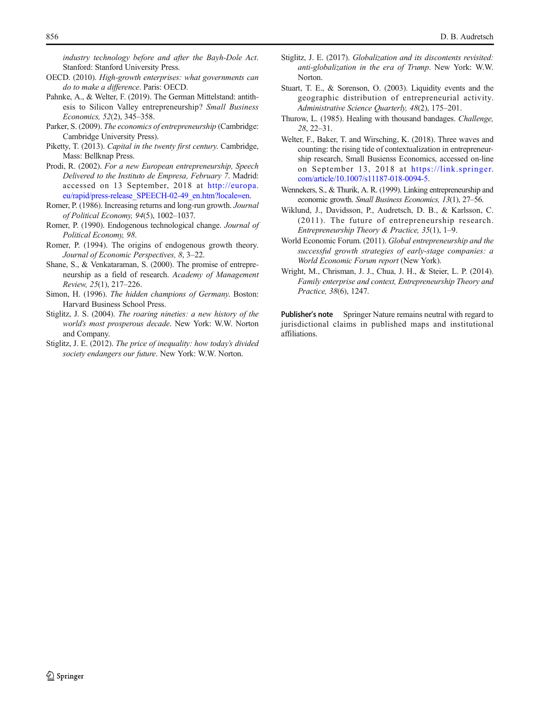*industry technology before and after the Bayh-Dole Act*. Stanford: Stanford University Press.

OECD. (2010). *High-growth enterprises: what governments can do to make a difference*. Paris: OECD.

Pahnke, A., & Welter, F. (2019). The German Mittelstand: antithesis to Silicon Valley entrepreneurship? *Small Business Economics, 52*(2), 345–358.

Parker, S. (2009). *The economics of entrepreneurship* (Cambridge: Cambridge University Press).

Piketty, T. (2013). *Capital in the twenty first century*. Cambridge, Mass: Bellknap Press.

Prodi, R. (2002). *For a new European entrepreneurship, Speech Delivered to the Instituto de Empresa, February 7*. Madrid: accessed on 13 September, 2018 at http://europa.eu/rapid/press-release_SPEECH-02-49_en.htm?locale=en.

Romer, P. (1986). Increasing returns and long-run growth. *Journal of Political Economy, 94*(5), 1002–1037.

Romer, P. (1990). Endogenous technological change. *Journal of Political Economy, 98*.

Romer, P. (1994). The origins of endogenous growth theory. *Journal of Economic Perspectives, 8*, 3–22.

Shane, S., & Venkataraman, S. (2000). The promise of entrepreneurship as a field of research. *Academy of Management Review, 25*(1), 217–226.

Simon, H. (1996). *The hidden champions of Germany*. Boston: Harvard Business School Press.

Stiglitz, J. S. (2004). *The roaring nineties: a new history of the world's most prosperous decade*. New York: W.W. Norton and Company.

Stiglitz, J. E. (2012). *The price of inequality: how today's divided society endangers our future*. New York: W.W. Norton.

Stiglitz, J. E. (2017). *Globalization and its discontents revisited: anti-globalization in the era of Trump*. New York: W.W. Norton.

Stuart, T. E., & Sorenson, O. (2003). Liquidity events and the geographic distribution of entrepreneurial activity. *Administrative Science Quarterly, 48*(2), 175–201.

Thurow, L. (1985). Healing with thousand bandages. *Challenge, 28*, 22–31.

Welter, F., Baker, T. and Wirsching, K. (2018). Three waves and counting: the rising tide of contextualization in entrepreneurship research, Small Busienss Economics, accessed on-line on September 13, 2018 at https://link.springer.com/article/10.1007/s11187-018-0094-5.

Wennekers, S., & Thurik, A. R. (1999). Linking entrepreneurship and economic growth. *Small Business Economics, 13*(1), 27–56.

Wiklund, J., Davidsson, P., Audretsch, D. B., & Karlsson, C. (2011). The future of entrepreneurship research. *Entrepreneurship Theory & Practice, 35*(1), 1–9.

World Economic Forum. (2011). *Global entrepreneurship and the successful growth strategies of early-stage companies: a World Economic Forum report* (New York).

Wright, M., Chrisman, J. J., Chua, J. H., & Steier, L. P. (2014). *Family enterprise and context, Entrepreneurship Theory and Practice, 38*(6), 1247.

**Publisher's note** Springer Nature remains neutral with regard to jurisdictional claims in published maps and institutional affiliations.